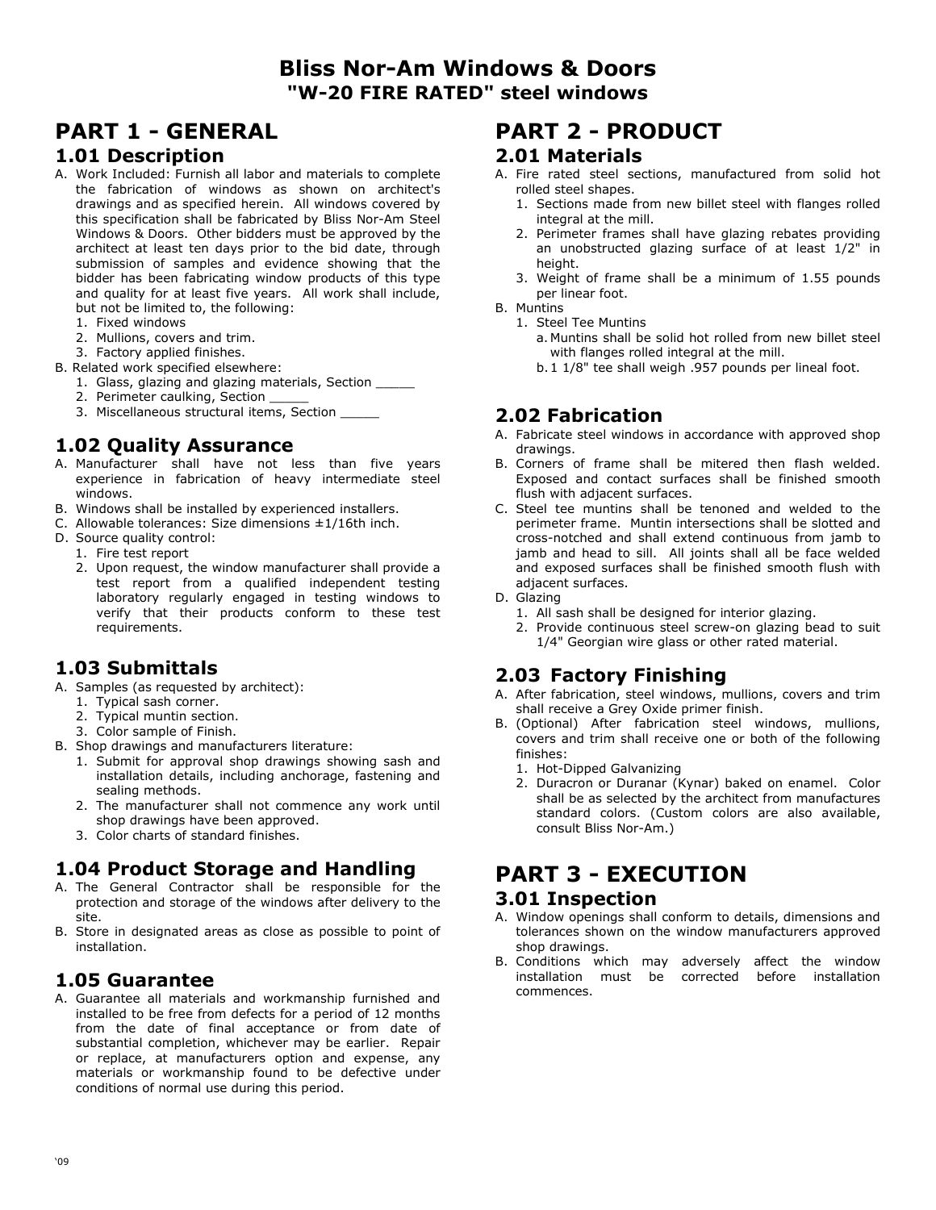# Bliss Nor-Am Windows & Doors

## "W-20 FIRE RATED" steel windows

## PART 1 - GENERAL

### 1.01 Description

A. Work Included: Furnish all labor and materials to complete the fabrication of windows as shown on architect's drawings and as specified herein. All windows covered by this specification shall be fabricated by Bliss Nor-Am Steel Windows & Doors. Other bidders must be approved by the architect at least ten days prior to the bid date, through submission of samples and evidence showing that the bidder has been fabricating window products of this type and quality for at least five years. All work shall include, but not be limited to, the following:
   1. Fixed windows
   2. Mullions, covers and trim.
   3. Factory applied finishes.

B. Related work specified elsewhere:
   1. Glass, glazing and glazing materials, Section _____
   2. Perimeter caulking, Section _____
   3. Miscellaneous structural items, Section _____

### 1.02 Quality Assurance

A. Manufacturer shall have not less than five years experience in fabrication of heavy intermediate steel windows.

B. Windows shall be installed by experienced installers.

C. Allowable tolerances: Size dimensions ±1/16th inch.

D. Source quality control:
   1. Fire test report
   2. Upon request, the window manufacturer shall provide a test report from a qualified independent testing laboratory regularly engaged in testing windows to verify that their products conform to these test requirements.

### 1.03 Submittals

A. Samples (as requested by architect):
   1. Typical sash corner.
   2. Typical muntin section.
   3. Color sample of Finish.

B. Shop drawings and manufacturers literature:
   1. Submit for approval shop drawings showing sash and installation details, including anchorage, fastening and sealing methods.
   2. The manufacturer shall not commence any work until shop drawings have been approved.
   3. Color charts of standard finishes.

### 1.04 Product Storage and Handling

A. The General Contractor shall be responsible for the protection and storage of the windows after delivery to the site.

B. Store in designated areas as close as possible to point of installation.

### 1.05 Guarantee

A. Guarantee all materials and workmanship furnished and installed to be free from defects for a period of 12 months from the date of final acceptance or from date of substantial completion, whichever may be earlier. Repair or replace, at manufacturers option and expense, any materials or workmanship found to be defective under conditions of normal use during this period.

## PART 2 - PRODUCT

### 2.01 Materials

A. Fire rated steel sections, manufactured from solid hot rolled steel shapes.
   1. Sections made from new billet steel with flanges rolled integral at the mill.
   2. Perimeter frames shall have glazing rebates providing an unobstructed glazing surface of at least 1/2" in height.
   3. Weight of frame shall be a minimum of 1.55 pounds per linear foot.

B. Muntins
   1. Steel Tee Muntins
      a. Muntins shall be solid hot rolled from new billet steel with flanges rolled integral at the mill.
      b. 1 1/8" tee shall weigh .957 pounds per lineal foot.

### 2.02 Fabrication

A. Fabricate steel windows in accordance with approved shop drawings.

B. Corners of frame shall be mitered then flash welded. Exposed and contact surfaces shall be finished smooth flush with adjacent surfaces.

C. Steel tee muntins shall be tenoned and welded to the perimeter frame. Muntin intersections shall be slotted and cross-notched and shall extend continuous from jamb to jamb and head to sill. All joints shall all be face welded and exposed surfaces shall be finished smooth flush with adjacent surfaces.

D. Glazing
   1. All sash shall be designed for interior glazing.
   2. Provide continuous steel screw-on glazing bead to suit 1/4" Georgian wire glass or other rated material.

### 2.03 Factory Finishing

A. After fabrication, steel windows, mullions, covers and trim shall receive a Grey Oxide primer finish.

B. (Optional) After fabrication steel windows, mullions, covers and trim shall receive one or both of the following finishes:
   1. Hot-Dipped Galvanizing
   2. Duracron or Duranar (Kynar) baked on enamel. Color shall be as selected by the architect from manufactures standard colors. (Custom colors are also available, consult Bliss Nor-Am.)

## PART 3 - EXECUTION

### 3.01 Inspection

A. Window openings shall conform to details, dimensions and tolerances shown on the window manufacturers approved shop drawings.

B. Conditions which may adversely affect the window installation must be corrected before installation commences.

'09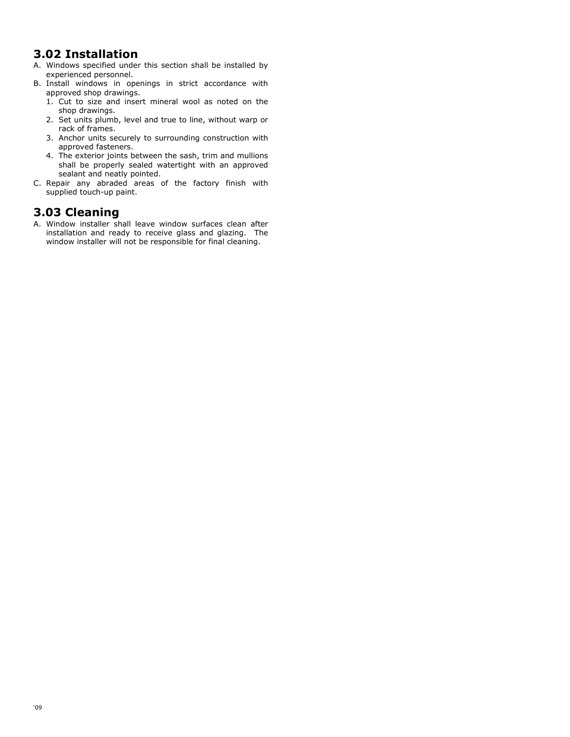## 3.02 Installation

A. Windows specified under this section shall be installed by experienced personnel.

B. Install windows in openings in strict accordance with approved shop drawings.
   1. Cut to size and insert mineral wool as noted on the shop drawings.
   2. Set units plumb, level and true to line, without warp or rack of frames.
   3. Anchor units securely to surrounding construction with approved fasteners.
   4. The exterior joints between the sash, trim and mullions shall be properly sealed watertight with an approved sealant and neatly pointed.

C. Repair any abraded areas of the factory finish with supplied touch-up paint.

## 3.03 Cleaning

A. Window installer shall leave window surfaces clean after installation and ready to receive glass and glazing. The window installer will not be responsible for final cleaning.